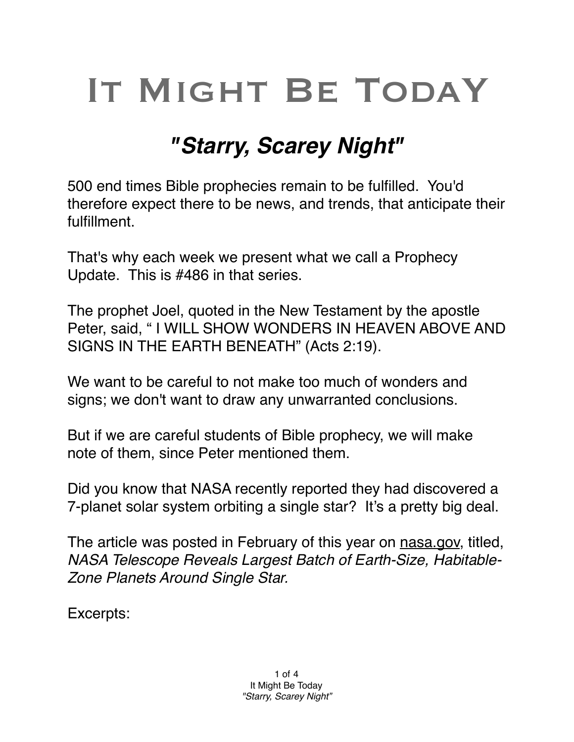# It Might Be Today

## *"Starry, Scarey Night"*

500 end times Bible prophecies remain to be fulfilled. You'd therefore expect there to be news, and trends, that anticipate their fulfillment.

That's why each week we present what we call a Prophecy Update. This is #486 in that series.

The prophet Joel, quoted in the New Testament by the apostle Peter, said, " I WILL SHOW WONDERS IN HEAVEN ABOVE AND SIGNS IN THE EARTH BENEATH" (Acts 2:19).

We want to be careful to not make too much of wonders and signs; we don't want to draw any unwarranted conclusions.

But if we are careful students of Bible prophecy, we will make note of them, since Peter mentioned them.

Did you know that NASA recently reported they had discovered a 7-planet solar system orbiting a single star? It's a pretty big deal.

The article was posted in February of this year on nasa.gov, titled, *NASA Telescope Reveals Largest Batch of Earth-Size, Habitable-Zone Planets Around Single Star.*

Excerpts: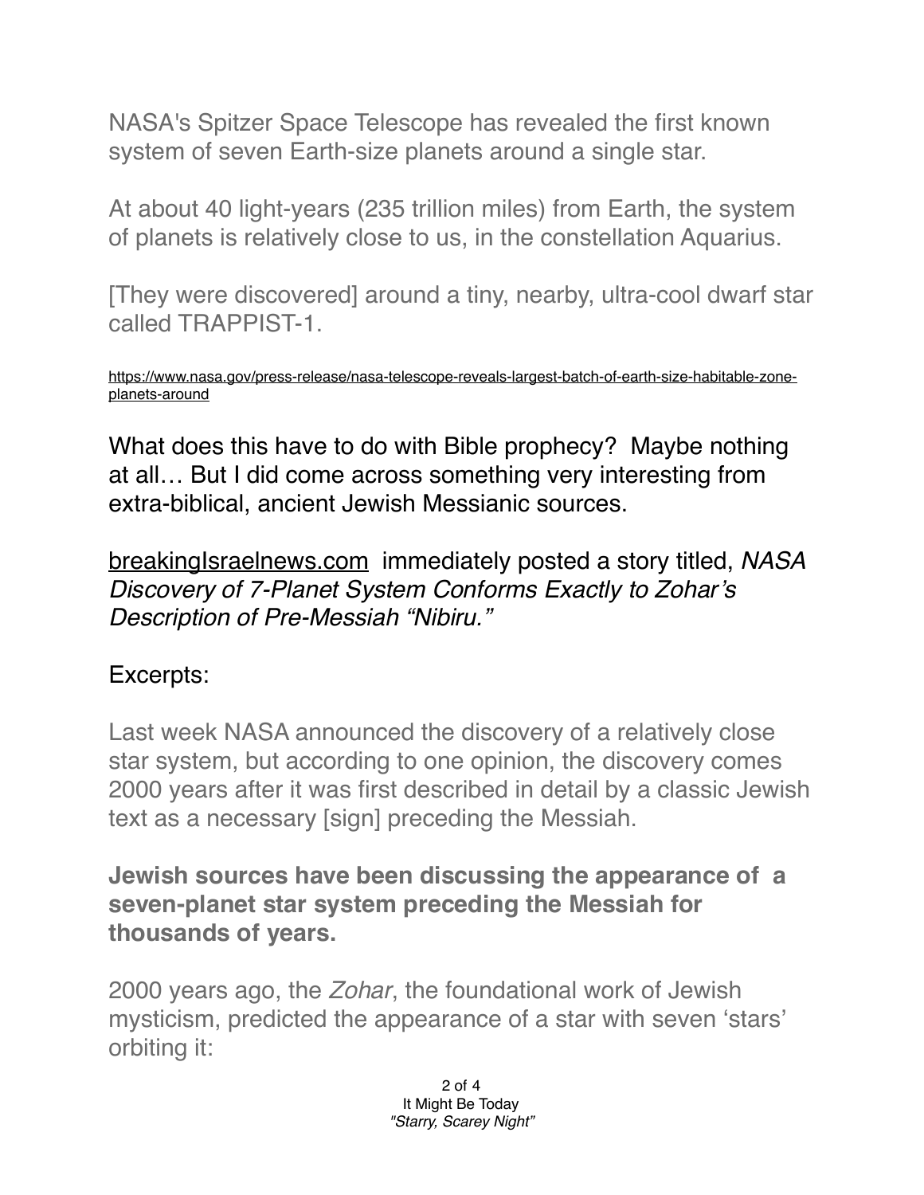NASA's Spitzer Space Telescope has revealed the first known system of seven Earth-size planets around a single star.

At about 40 light-years (235 trillion miles) from Earth, the system of planets is relatively close to us, in the constellation Aquarius.

[They were discovered] around a tiny, nearby, ultra-cool dwarf star called TRAPPIST-1.

https://www.nasa.gov/press-release/nasa-telescope-reveals-largest-batch-of-earth-size-habitable-zone-planets-around

What does this have to do with Bible prophecy? Maybe nothing at all… But I did come across something very interesting from extra-biblical, ancient Jewish Messianic sources.

breakingIsraelnews.com immediately posted a story titled, *NASA Discovery of 7-Planet System Conforms Exactly to Zohar's Description of Pre-Messiah "Nibiru."*

Excerpts:

Last week NASA announced the discovery of a relatively close star system, but according to one opinion, the discovery comes 2000 years after it was first described in detail by a classic Jewish text as a necessary [sign] preceding the Messiah.

**Jewish sources have been discussing the appearance of a seven-planet star system preceding the Messiah for thousands of years.**

2000 years ago, the *Zohar*, the foundational work of Jewish mysticism, predicted the appearance of a star with seven 'stars' orbiting it: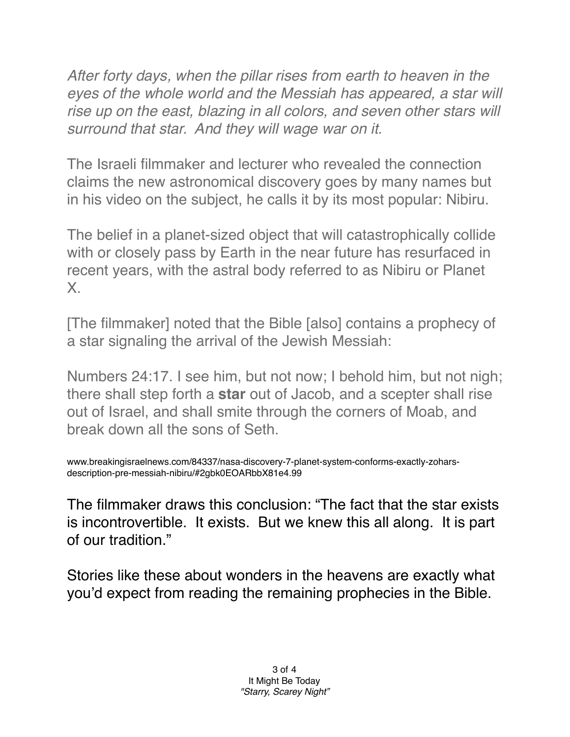*After forty days, when the pillar rises from earth to heaven in the eyes of the whole world and the Messiah has appeared, a star will rise up on the east, blazing in all colors, and seven other stars will surround that star. And they will wage war on it.*

The Israeli filmmaker and lecturer who revealed the connection claims the new astronomical discovery goes by many names but in his video on the subject, he calls it by its most popular: Nibiru.

The belief in a planet-sized object that will catastrophically collide with or closely pass by Earth in the near future has resurfaced in recent years, with the astral body referred to as Nibiru or Planet X.

[The filmmaker] noted that the Bible [also] contains a prophecy of a star signaling the arrival of the Jewish Messiah:

Numbers 24:17. I see him, but not now; I behold him, but not nigh; there shall step forth a **star** out of Jacob, and a scepter shall rise out of Israel, and shall smite through the corners of Moab, and break down all the sons of Seth.

www.breakingisraelnews.com/84337/nasa-discovery-7-planet-system-conforms-exactly-zohars-description-pre-messiah-nibiru/#2gbk0EOARbbX81e4.99

The filmmaker draws this conclusion: “The fact that the star exists is incontrovertible. It exists. But we knew this all along. It is part of our tradition.”

Stories like these about wonders in the heavens are exactly what you’d expect from reading the remaining prophecies in the Bible.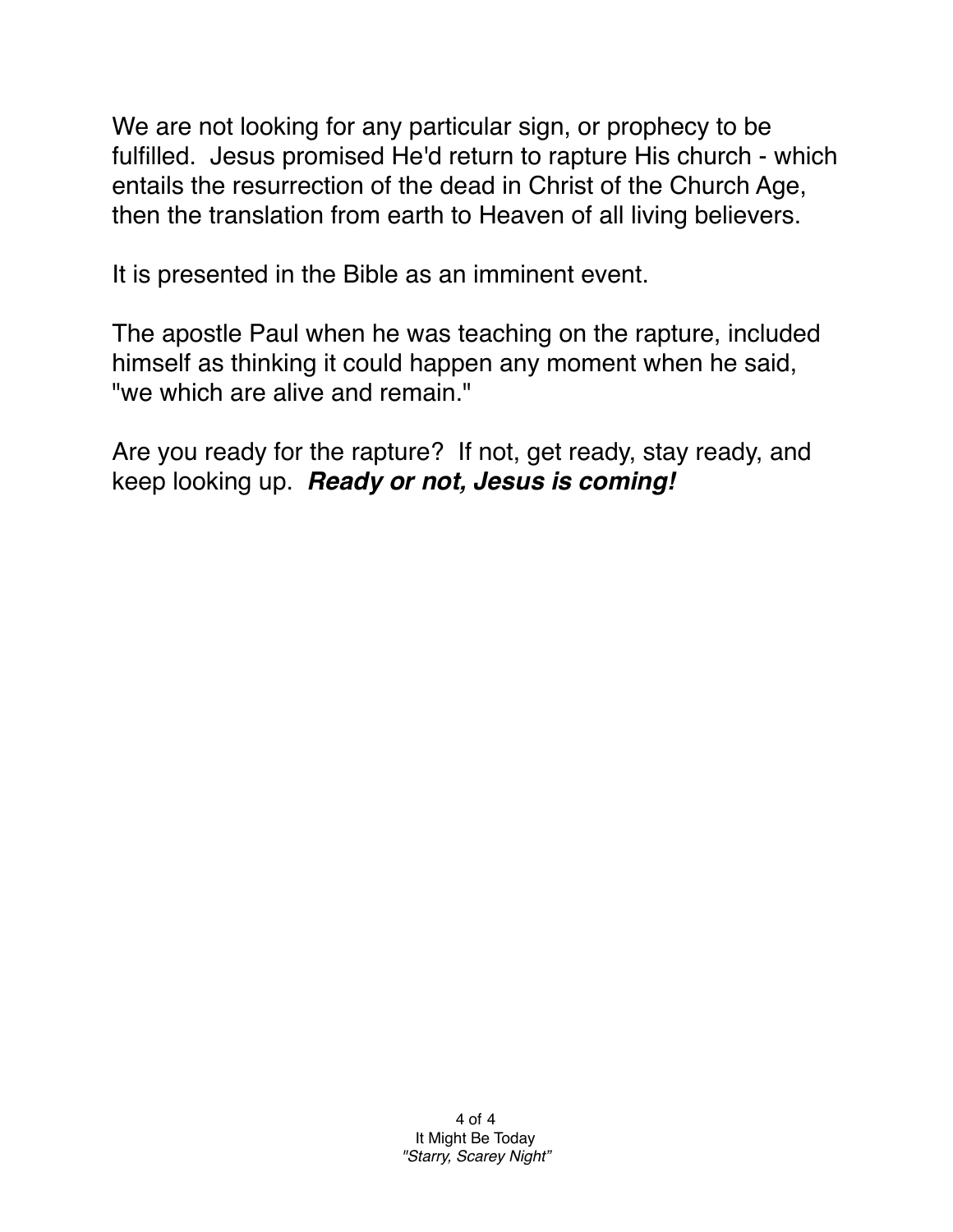We are not looking for any particular sign, or prophecy to be fulfilled.  Jesus promised He'd return to rapture His church - which entails the resurrection of the dead in Christ of the Church Age, then the translation from earth to Heaven of all living believers.

It is presented in the Bible as an imminent event.

The apostle Paul when he was teaching on the rapture, included himself as thinking it could happen any moment when he said, "we which are alive and remain."

Are you ready for the rapture?  If not, get ready, stay ready, and keep looking up.  ***Ready or not, Jesus is coming!***